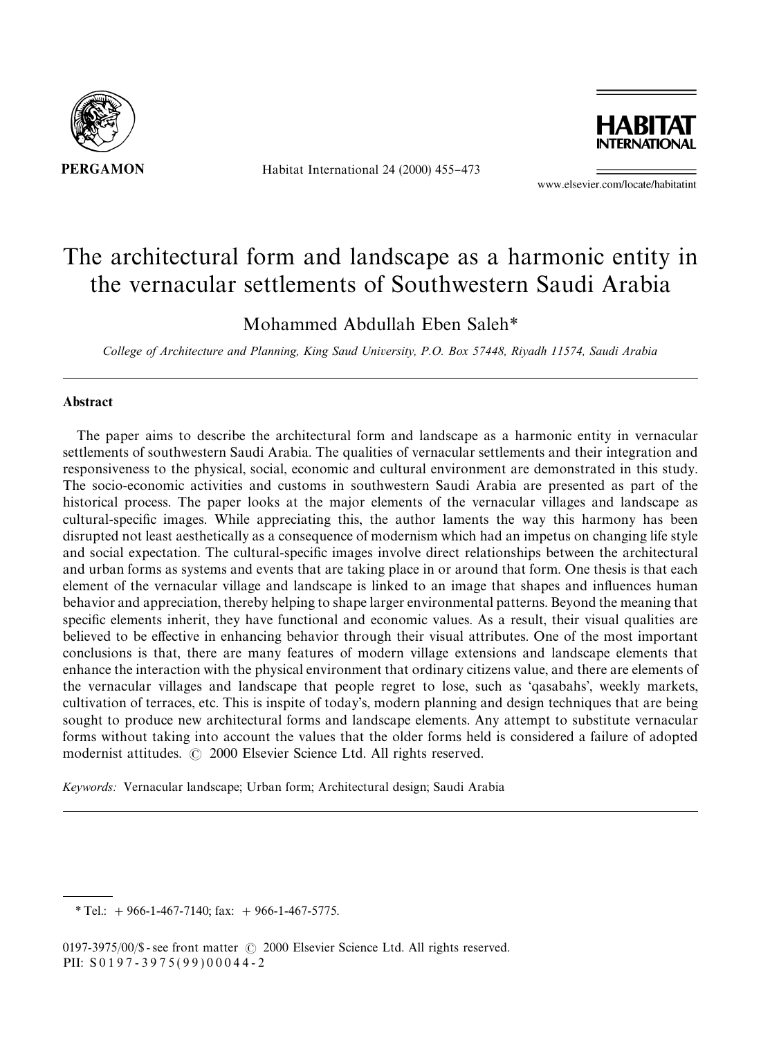# The architectural form and landscape as a harmonic entity in the vernacular settlements of Southwestern Saudi Arabia

Mohammed Abdullah Eben Saleh*

*College of Architecture and Planning, King Saud University, P.O. Box 57448, Riyadh 11574, Saudi Arabia*

## Abstract

The paper aims to describe the architectural form and landscape as a harmonic entity in vernacular settlements of southwestern Saudi Arabia. The qualities of vernacular settlements and their integration and responsiveness to the physical, social, economic and cultural environment are demonstrated in this study. The socio-economic activities and customs in southwestern Saudi Arabia are presented as part of the historical process. The paper looks at the major elements of the vernacular villages and landscape as cultural-specific images. While appreciating this, the author laments the way this harmony has been disrupted not least aesthetically as a consequence of modernism which had an impetus on changing life style and social expectation. The cultural-specific images involve direct relationships between the architectural and urban forms as systems and events that are taking place in or around that form. One thesis is that each element of the vernacular village and landscape is linked to an image that shapes and influences human behavior and appreciation, thereby helping to shape larger environmental patterns. Beyond the meaning that specific elements inherit, they have functional and economic values. As a result, their visual qualities are believed to be effective in enhancing behavior through their visual attributes. One of the most important conclusions is that, there are many features of modern village extensions and landscape elements that enhance the interaction with the physical environment that ordinary citizens value, and there are elements of the vernacular villages and landscape that people regret to lose, such as 'qasabahs', weekly markets, cultivation of terraces, etc. This is inspite of today's, modern planning and design techniques that are being sought to produce new architectural forms and landscape elements. Any attempt to substitute vernacular forms without taking into account the values that the older forms held is considered a failure of adopted modernist attitudes. © 2000 Elsevier Science Ltd. All rights reserved.

*Keywords:* Vernacular landscape; Urban form; Architectural design; Saudi Arabia

---

* Tel.: + 966-1-467-7140; fax: + 966-1-467-5775.

0197-3975/00/$ - see front matter © 2000 Elsevier Science Ltd. All rights reserved.
PII: S0197-3975(99)00044-2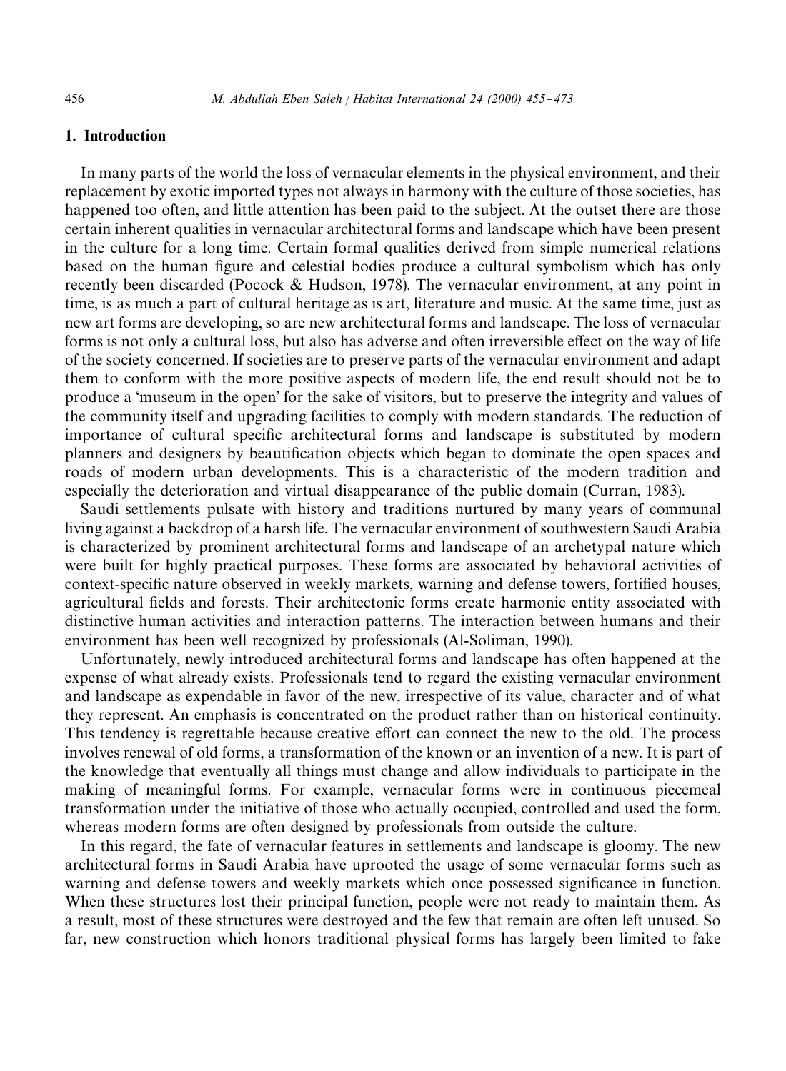## 1. Introduction

In many parts of the world the loss of vernacular elements in the physical environment, and their replacement by exotic imported types not always in harmony with the culture of those societies, has happened too often, and little attention has been paid to the subject. At the outset there are those certain inherent qualities in vernacular architectural forms and landscape which have been present in the culture for a long time. Certain formal qualities derived from simple numerical relations based on the human figure and celestial bodies produce a cultural symbolism which has only recently been discarded (Pocock & Hudson, 1978). The vernacular environment, at any point in time, is as much a part of cultural heritage as is art, literature and music. At the same time, just as new art forms are developing, so are new architectural forms and landscape. The loss of vernacular forms is not only a cultural loss, but also has adverse and often irreversible effect on the way of life of the society concerned. If societies are to preserve parts of the vernacular environment and adapt them to conform with the more positive aspects of modern life, the end result should not be to produce a 'museum in the open' for the sake of visitors, but to preserve the integrity and values of the community itself and upgrading facilities to comply with modern standards. The reduction of importance of cultural specific architectural forms and landscape is substituted by modern planners and designers by beautification objects which began to dominate the open spaces and roads of modern urban developments. This is a characteristic of the modern tradition and especially the deterioration and virtual disappearance of the public domain (Curran, 1983).

Saudi settlements pulsate with history and traditions nurtured by many years of communal living against a backdrop of a harsh life. The vernacular environment of southwestern Saudi Arabia is characterized by prominent architectural forms and landscape of an archetypal nature which were built for highly practical purposes. These forms are associated by behavioral activities of context-specific nature observed in weekly markets, warning and defense towers, fortified houses, agricultural fields and forests. Their architectonic forms create harmonic entity associated with distinctive human activities and interaction patterns. The interaction between humans and their environment has been well recognized by professionals (Al-Soliman, 1990).

Unfortunately, newly introduced architectural forms and landscape has often happened at the expense of what already exists. Professionals tend to regard the existing vernacular environment and landscape as expendable in favor of the new, irrespective of its value, character and of what they represent. An emphasis is concentrated on the product rather than on historical continuity. This tendency is regrettable because creative effort can connect the new to the old. The process involves renewal of old forms, a transformation of the known or an invention of a new. It is part of the knowledge that eventually all things must change and allow individuals to participate in the making of meaningful forms. For example, vernacular forms were in continuous piecemeal transformation under the initiative of those who actually occupied, controlled and used the form, whereas modern forms are often designed by professionals from outside the culture.

In this regard, the fate of vernacular features in settlements and landscape is gloomy. The new architectural forms in Saudi Arabia have uprooted the usage of some vernacular forms such as warning and defense towers and weekly markets which once possessed significance in function. When these structures lost their principal function, people were not ready to maintain them. As a result, most of these structures were destroyed and the few that remain are often left unused. So far, new construction which honors traditional physical forms has largely been limited to fake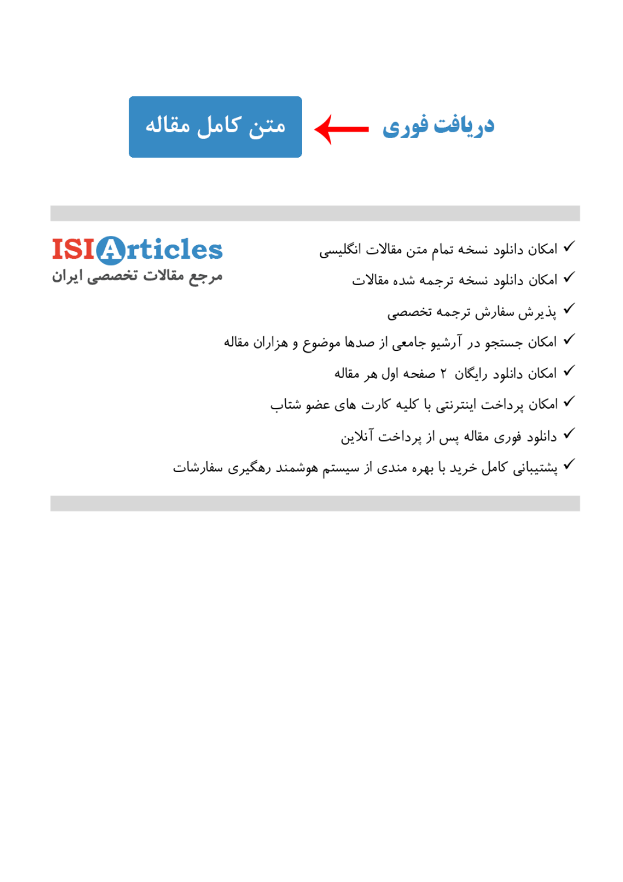دریافت فوری ← متن کامل مقاله

**ISIArticles**
مرجع مقالات تخصصی ایران

- ✓ امکان دانلود نسخه تمام متن مقالات انگلیسی
- ✓ امکان دانلود نسخه ترجمه شده مقالات
- ✓ پذیرش سفارش ترجمه تخصصی
- ✓ امکان جستجو در آرشیو جامعی از صدها موضوع و هزاران مقاله
- ✓ امکان دانلود رایگان ۲ صفحه اول هر مقاله
- ✓ امکان پرداخت اینترنتی با کلیه کارت های عضو شتاب
- ✓ دانلود فوری مقاله پس از پرداخت آنلاین
- ✓ پشتیبانی کامل خرید با بهره مندی از سیستم هوشمند رهگیری سفارشات